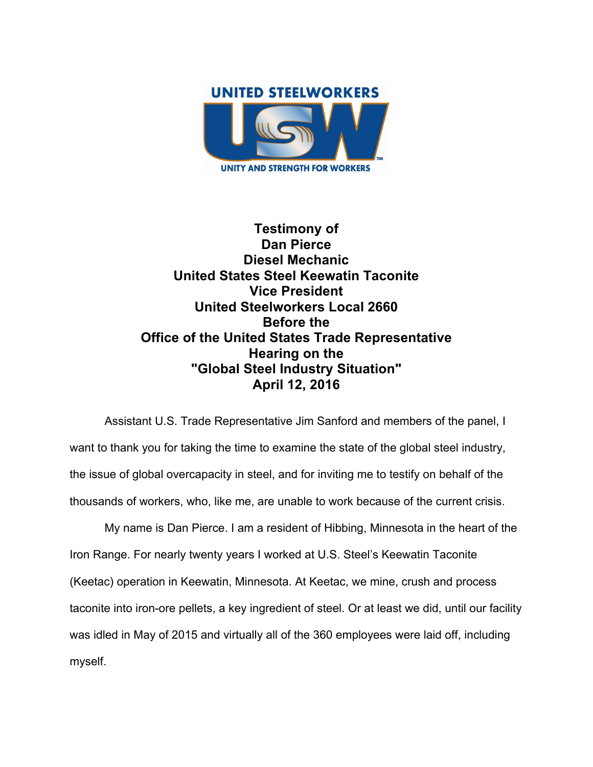UNITED STEELWORKERS

USW

UNITY AND STRENGTH FOR WORKERS

**Testimony of**
**Dan Pierce**
**Diesel Mechanic**
**United States Steel Keewatin Taconite**
**Vice President**
**United Steelworkers Local 2660**
**Before the**
**Office of the United States Trade Representative**
**Hearing on the**
**"Global Steel Industry Situation"**
**April 12, 2016**

Assistant U.S. Trade Representative Jim Sanford and members of the panel, I want to thank you for taking the time to examine the state of the global steel industry, the issue of global overcapacity in steel, and for inviting me to testify on behalf of the thousands of workers, who, like me, are unable to work because of the current crisis.

My name is Dan Pierce. I am a resident of Hibbing, Minnesota in the heart of the Iron Range. For nearly twenty years I worked at U.S. Steel's Keewatin Taconite (Keetac) operation in Keewatin, Minnesota. At Keetac, we mine, crush and process taconite into iron-ore pellets, a key ingredient of steel. Or at least we did, until our facility was idled in May of 2015 and virtually all of the 360 employees were laid off, including myself.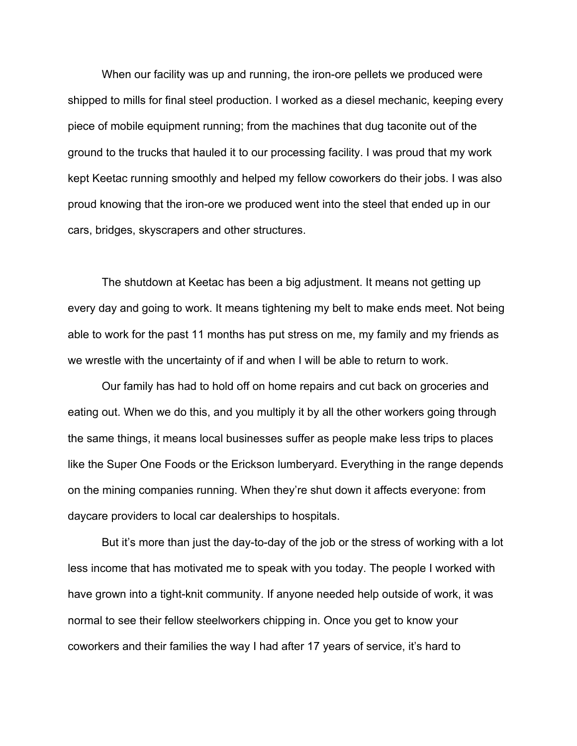When our facility was up and running, the iron-ore pellets we produced were shipped to mills for final steel production. I worked as a diesel mechanic, keeping every piece of mobile equipment running; from the machines that dug taconite out of the ground to the trucks that hauled it to our processing facility. I was proud that my work kept Keetac running smoothly and helped my fellow coworkers do their jobs. I was also proud knowing that the iron-ore we produced went into the steel that ended up in our cars, bridges, skyscrapers and other structures.

The shutdown at Keetac has been a big adjustment. It means not getting up every day and going to work. It means tightening my belt to make ends meet. Not being able to work for the past 11 months has put stress on me, my family and my friends as we wrestle with the uncertainty of if and when I will be able to return to work.

Our family has had to hold off on home repairs and cut back on groceries and eating out. When we do this, and you multiply it by all the other workers going through the same things, it means local businesses suffer as people make less trips to places like the Super One Foods or the Erickson lumberyard. Everything in the range depends on the mining companies running. When they're shut down it affects everyone: from daycare providers to local car dealerships to hospitals.

But it's more than just the day-to-day of the job or the stress of working with a lot less income that has motivated me to speak with you today. The people I worked with have grown into a tight-knit community. If anyone needed help outside of work, it was normal to see their fellow steelworkers chipping in. Once you get to know your coworkers and their families the way I had after 17 years of service, it's hard to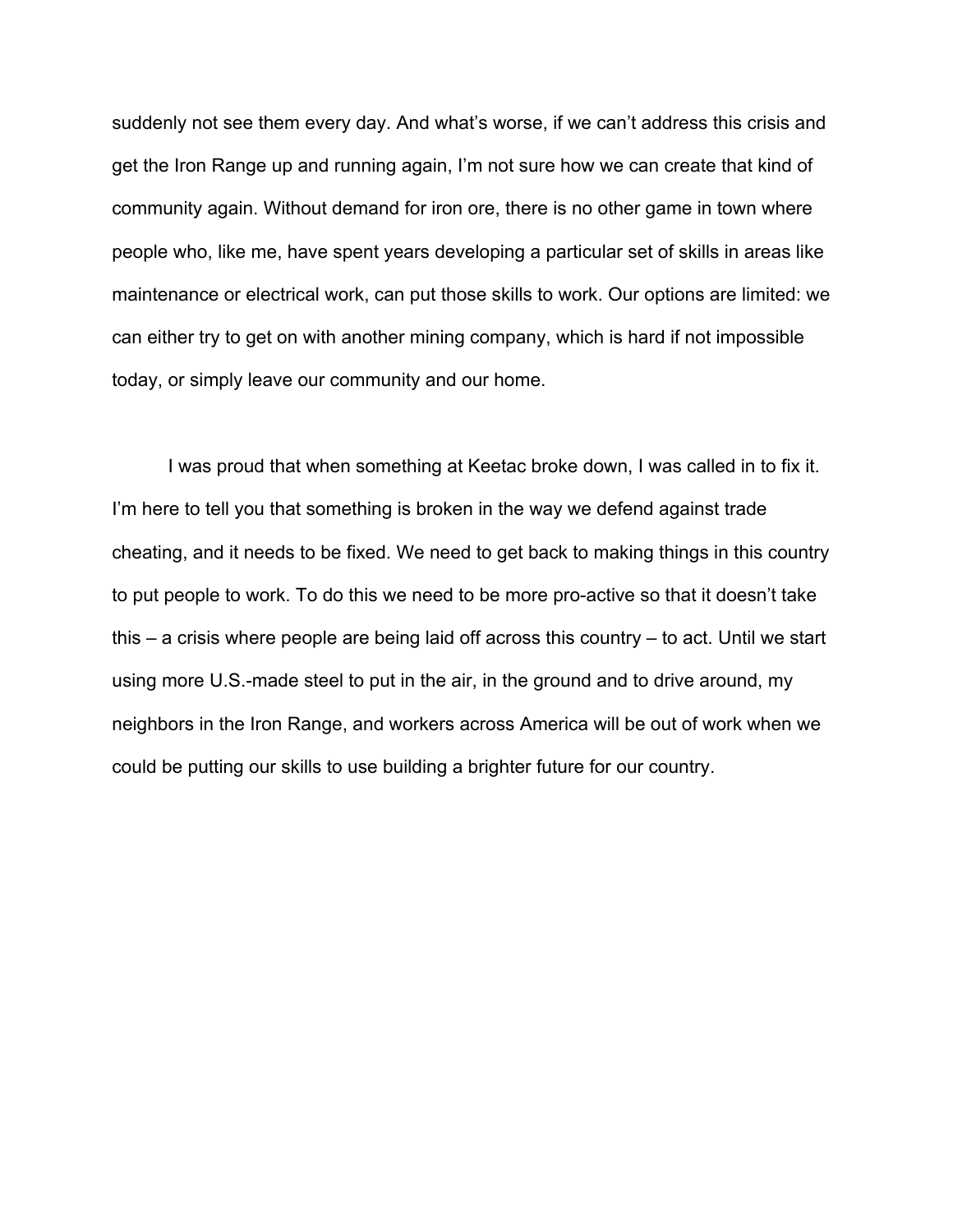suddenly not see them every day. And what's worse, if we can't address this crisis and get the Iron Range up and running again, I'm not sure how we can create that kind of community again. Without demand for iron ore, there is no other game in town where people who, like me, have spent years developing a particular set of skills in areas like maintenance or electrical work, can put those skills to work. Our options are limited: we can either try to get on with another mining company, which is hard if not impossible today, or simply leave our community and our home.

I was proud that when something at Keetac broke down, I was called in to fix it. I'm here to tell you that something is broken in the way we defend against trade cheating, and it needs to be fixed. We need to get back to making things in this country to put people to work. To do this we need to be more pro-active so that it doesn't take this – a crisis where people are being laid off across this country – to act. Until we start using more U.S.-made steel to put in the air, in the ground and to drive around, my neighbors in the Iron Range, and workers across America will be out of work when we could be putting our skills to use building a brighter future for our country.